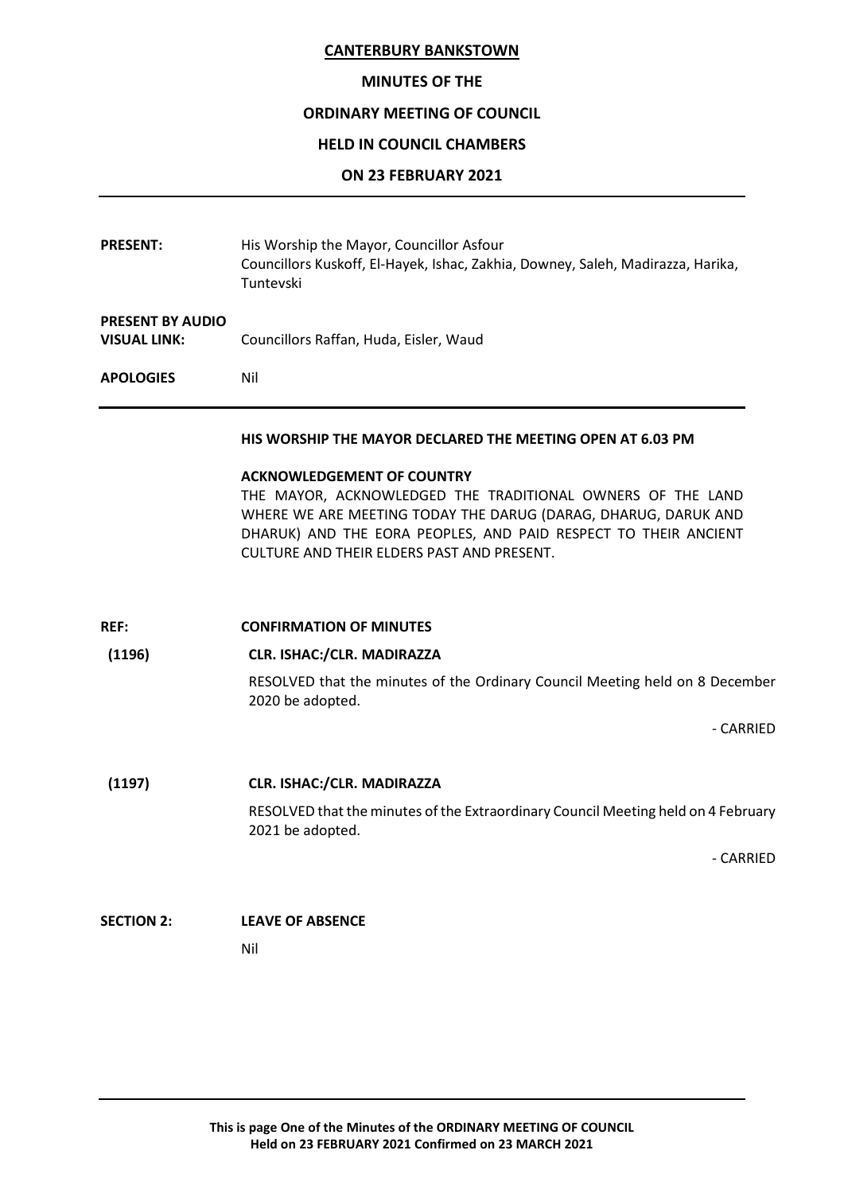# CANTERBURY BANKSTOWN

## MINUTES OF THE

## ORDINARY MEETING OF COUNCIL

## HELD IN COUNCIL CHAMBERS

## ON 23 FEBRUARY 2021

| | |
|---|---|
| **PRESENT:** | His Worship the Mayor, Councillor Asfour<br>Councillors Kuskoff, El-Hayek, Ishac, Zakhia, Downey, Saleh, Madirazza, Harika, Tuntevski |
| **PRESENT BY AUDIO VISUAL LINK:** | Councillors Raffan, Huda, Eisler, Waud |
| **APOLOGIES** | Nil |

**HIS WORSHIP THE MAYOR DECLARED THE MEETING OPEN AT 6.03 PM**

**ACKNOWLEDGEMENT OF COUNTRY**

THE MAYOR, ACKNOWLEDGED THE TRADITIONAL OWNERS OF THE LAND WHERE WE ARE MEETING TODAY THE DARUG (DARAG, DHARUG, DARUK AND DHARUK) AND THE EORA PEOPLES, AND PAID RESPECT TO THEIR ANCIENT CULTURE AND THEIR ELDERS PAST AND PRESENT.

**REF:** **CONFIRMATION OF MINUTES**

**(1196)** **CLR. ISHAC:/CLR. MADIRAZZA**

RESOLVED that the minutes of the Ordinary Council Meeting held on 8 December 2020 be adopted.

- CARRIED

**(1197)** **CLR. ISHAC:/CLR. MADIRAZZA**

RESOLVED that the minutes of the Extraordinary Council Meeting held on 4 February 2021 be adopted.

- CARRIED

**SECTION 2:** **LEAVE OF ABSENCE**

Nil

**This is page One of the Minutes of the ORDINARY MEETING OF COUNCIL Held on 23 FEBRUARY 2021 Confirmed on 23 MARCH 2021**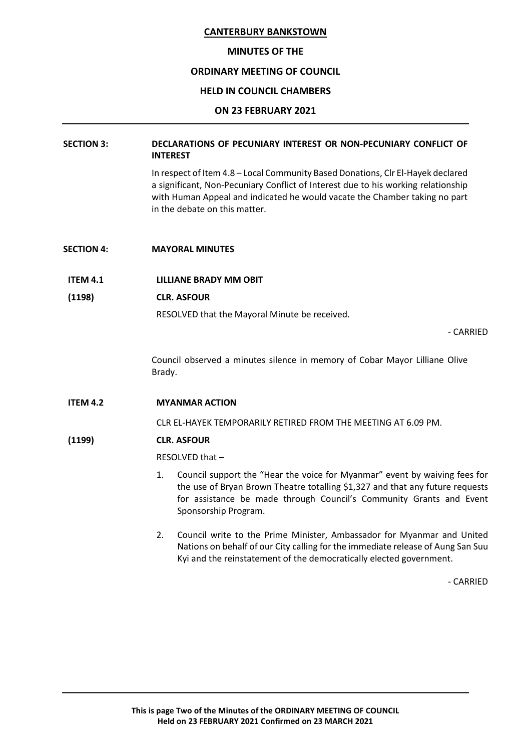**CANTERBURY BANKSTOWN**

**MINUTES OF THE**

**ORDINARY MEETING OF COUNCIL**

**HELD IN COUNCIL CHAMBERS**

**ON 23 FEBRUARY 2021**

---

**SECTION 3: DECLARATIONS OF PECUNIARY INTEREST OR NON-PECUNIARY CONFLICT OF INTEREST**

In respect of Item 4.8 – Local Community Based Donations, Clr El-Hayek declared a significant, Non-Pecuniary Conflict of Interest due to his working relationship with Human Appeal and indicated he would vacate the Chamber taking no part in the debate on this matter.

**SECTION 4: MAYORAL MINUTES**

**ITEM 4.1 LILLIANE BRADY MM OBIT**

**(1198) CLR. ASFOUR**

RESOLVED that the Mayoral Minute be received.

\- CARRIED

Council observed a minutes silence in memory of Cobar Mayor Lilliane Olive Brady.

**ITEM 4.2 MYANMAR ACTION**

CLR EL-HAYEK TEMPORARILY RETIRED FROM THE MEETING AT 6.09 PM.

**(1199) CLR. ASFOUR**

RESOLVED that –

1. Council support the "Hear the voice for Myanmar" event by waiving fees for the use of Bryan Brown Theatre totalling $1,327 and that any future requests for assistance be made through Council's Community Grants and Event Sponsorship Program.

2. Council write to the Prime Minister, Ambassador for Myanmar and United Nations on behalf of our City calling for the immediate release of Aung San Suu Kyi and the reinstatement of the democratically elected government.

\- CARRIED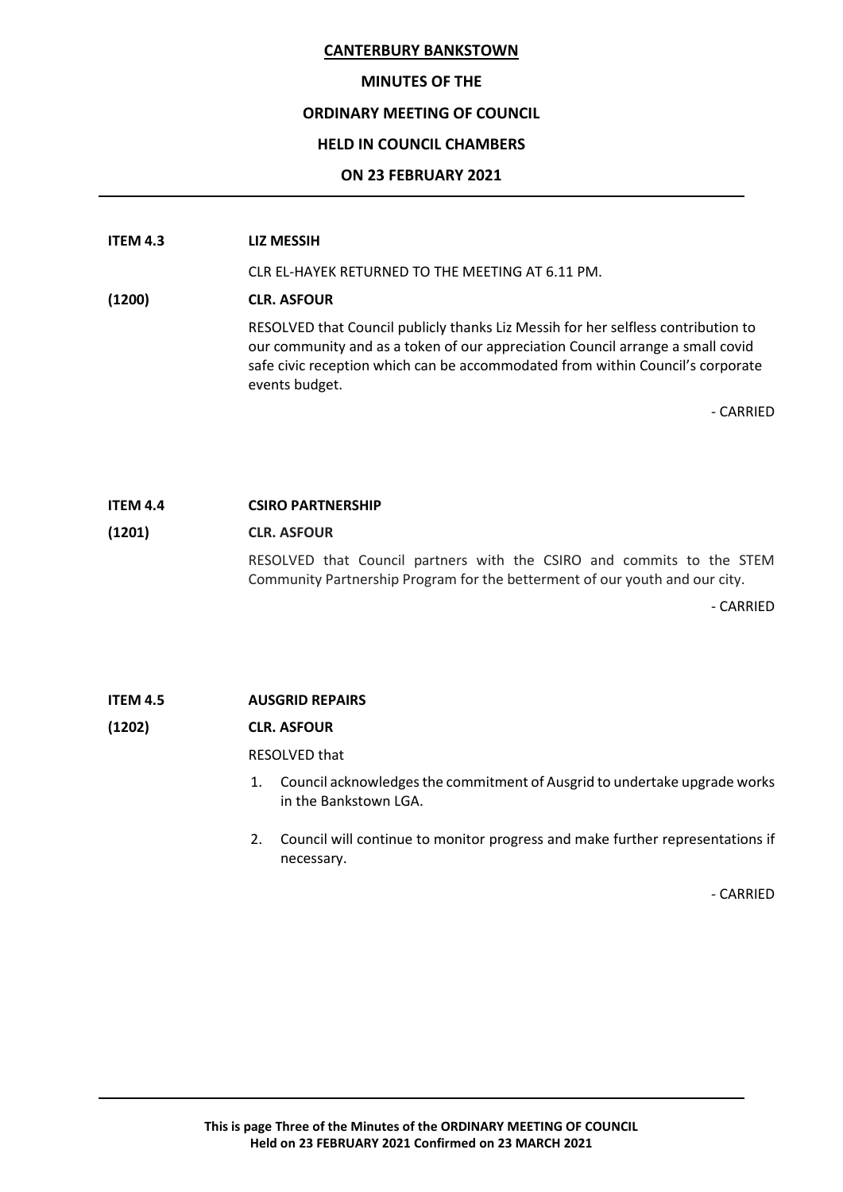**ITEM 4.3 LIZ MESSIH**

CLR EL-HAYEK RETURNED TO THE MEETING AT 6.11 PM.

**(1200) CLR. ASFOUR**

RESOLVED that Council publicly thanks Liz Messih for her selfless contribution to our community and as a token of our appreciation Council arrange a small covid safe civic reception which can be accommodated from within Council's corporate events budget.

- CARRIED

**ITEM 4.4 CSIRO PARTNERSHIP**

**(1201) CLR. ASFOUR**

RESOLVED that Council partners with the CSIRO and commits to the STEM Community Partnership Program for the betterment of our youth and our city.

- CARRIED

**ITEM 4.5 AUSGRID REPAIRS**

**(1202) CLR. ASFOUR**

RESOLVED that

1. Council acknowledges the commitment of Ausgrid to undertake upgrade works in the Bankstown LGA.
2. Council will continue to monitor progress and make further representations if necessary.

- CARRIED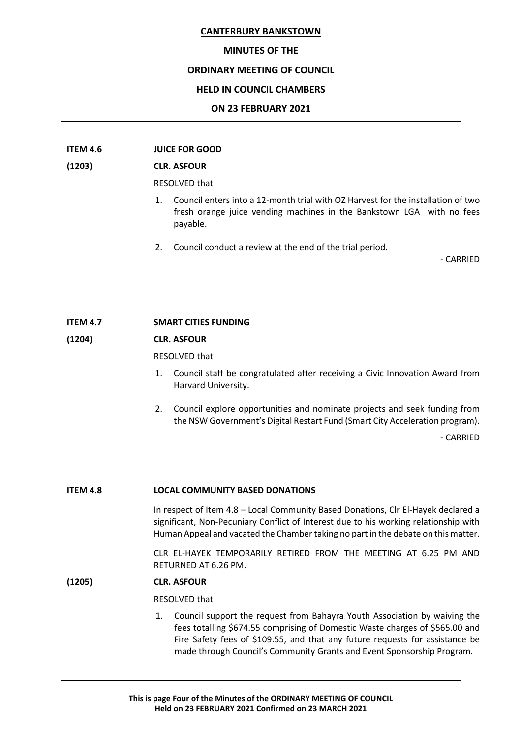**ITEM 4.6 JUICE FOR GOOD**

**(1203) CLR. ASFOUR**

RESOLVED that

1. Council enters into a 12-month trial with OZ Harvest for the installation of two fresh orange juice vending machines in the Bankstown LGA with no fees payable.
2. Council conduct a review at the end of the trial period.

- CARRIED

**ITEM 4.7 SMART CITIES FUNDING**

**(1204) CLR. ASFOUR**

RESOLVED that

1. Council staff be congratulated after receiving a Civic Innovation Award from Harvard University.
2. Council explore opportunities and nominate projects and seek funding from the NSW Government's Digital Restart Fund (Smart City Acceleration program).

- CARRIED

**ITEM 4.8 LOCAL COMMUNITY BASED DONATIONS**

In respect of Item 4.8 – Local Community Based Donations, Clr El-Hayek declared a significant, Non-Pecuniary Conflict of Interest due to his working relationship with Human Appeal and vacated the Chamber taking no part in the debate on this matter.

CLR EL-HAYEK TEMPORARILY RETIRED FROM THE MEETING AT 6.25 PM AND RETURNED AT 6.26 PM.

**(1205) CLR. ASFOUR**

RESOLVED that

1. Council support the request from Bahayra Youth Association by waiving the fees totalling $674.55 comprising of Domestic Waste charges of $565.00 and Fire Safety fees of $109.55, and that any future requests for assistance be made through Council's Community Grants and Event Sponsorship Program.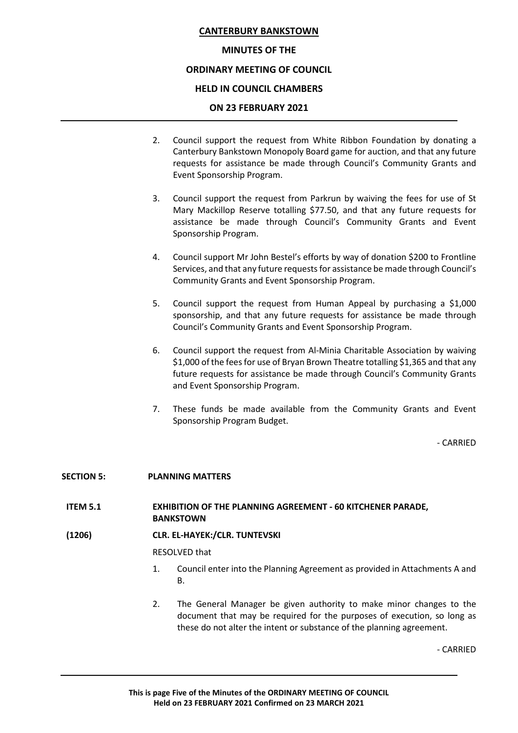2. Council support the request from White Ribbon Foundation by donating a Canterbury Bankstown Monopoly Board game for auction, and that any future requests for assistance be made through Council's Community Grants and Event Sponsorship Program.

3. Council support the request from Parkrun by waiving the fees for use of St Mary Mackillop Reserve totalling $77.50, and that any future requests for assistance be made through Council's Community Grants and Event Sponsorship Program.

4. Council support Mr John Bestel's efforts by way of donation $200 to Frontline Services, and that any future requests for assistance be made through Council's Community Grants and Event Sponsorship Program.

5. Council support the request from Human Appeal by purchasing a $1,000 sponsorship, and that any future requests for assistance be made through Council's Community Grants and Event Sponsorship Program.

6. Council support the request from Al-Minia Charitable Association by waiving $1,000 of the fees for use of Bryan Brown Theatre totalling $1,365 and that any future requests for assistance be made through Council's Community Grants and Event Sponsorship Program.

7. These funds be made available from the Community Grants and Event Sponsorship Program Budget.

\- CARRIED

## SECTION 5: PLANNING MATTERS

### ITEM 5.1 EXHIBITION OF THE PLANNING AGREEMENT - 60 KITCHENER PARADE, BANKSTOWN

**(1206) CLR. EL-HAYEK:/CLR. TUNTEVSKI**

RESOLVED that

1. Council enter into the Planning Agreement as provided in Attachments A and B.

2. The General Manager be given authority to make minor changes to the document that may be required for the purposes of execution, so long as these do not alter the intent or substance of the planning agreement.

\- CARRIED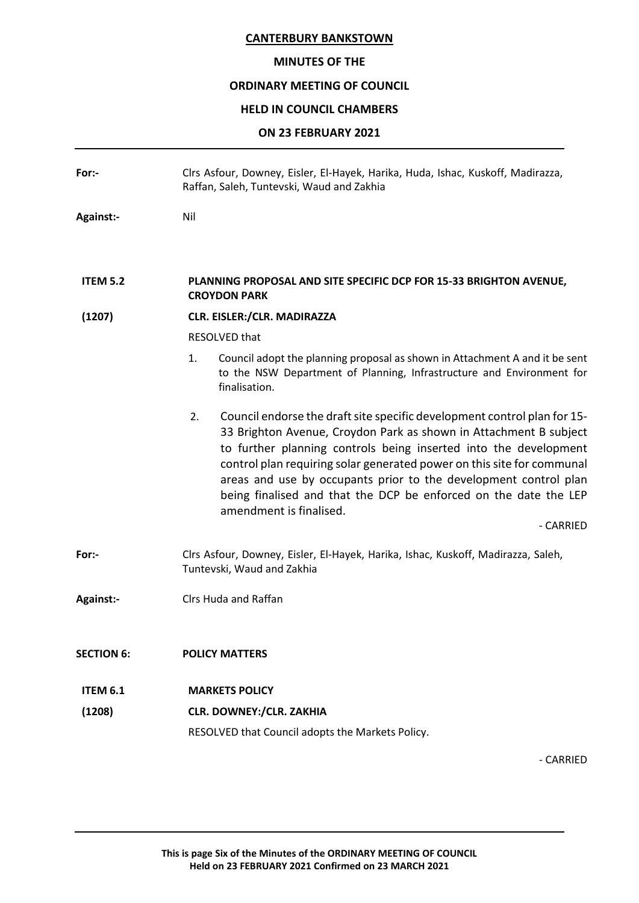**For:-** Clrs Asfour, Downey, Eisler, El-Hayek, Harika, Huda, Ishac, Kuskoff, Madirazza, Raffan, Saleh, Tuntevski, Waud and Zakhia

**Against:-** Nil

**ITEM 5.2** **PLANNING PROPOSAL AND SITE SPECIFIC DCP FOR 15-33 BRIGHTON AVENUE, CROYDON PARK**

**(1207)** **CLR. EISLER:/CLR. MADIRAZZA**

RESOLVED that

1. Council adopt the planning proposal as shown in Attachment A and it be sent to the NSW Department of Planning, Infrastructure and Environment for finalisation.

2. Council endorse the draft site specific development control plan for 15-33 Brighton Avenue, Croydon Park as shown in Attachment B subject to further planning controls being inserted into the development control plan requiring solar generated power on this site for communal areas and use by occupants prior to the development control plan being finalised and that the DCP be enforced on the date the LEP amendment is finalised.

- CARRIED

**For:-** Clrs Asfour, Downey, Eisler, El-Hayek, Harika, Ishac, Kuskoff, Madirazza, Saleh, Tuntevski, Waud and Zakhia

**Against:-** Clrs Huda and Raffan

**SECTION 6:** **POLICY MATTERS**

**ITEM 6.1** **MARKETS POLICY**

**(1208)** **CLR. DOWNEY:/CLR. ZAKHIA**

RESOLVED that Council adopts the Markets Policy.

- CARRIED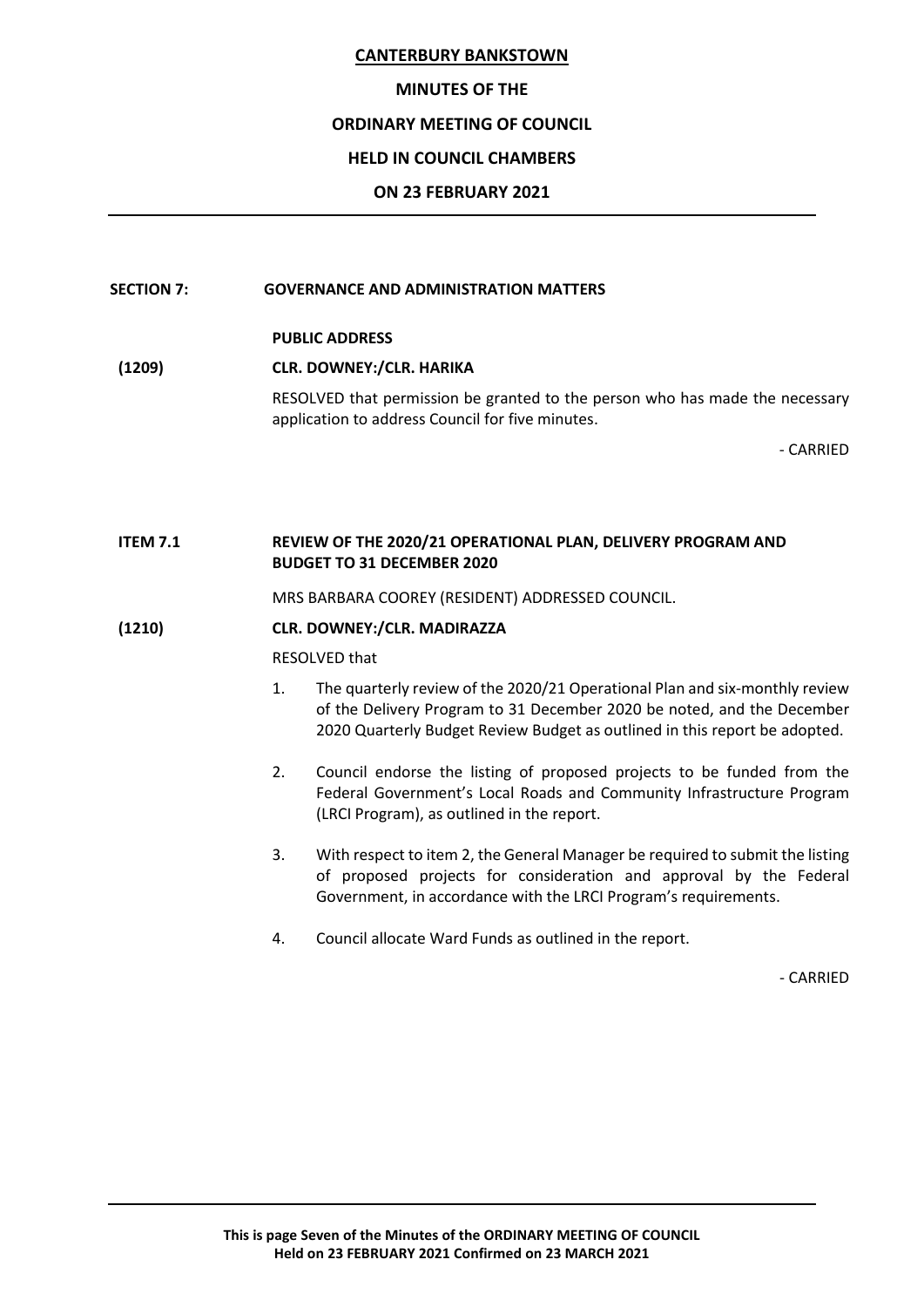**CANTERBURY BANKSTOWN**

**MINUTES OF THE**

**ORDINARY MEETING OF COUNCIL**

**HELD IN COUNCIL CHAMBERS**

**ON 23 FEBRUARY 2021**

**SECTION 7: GOVERNANCE AND ADMINISTRATION MATTERS**

**PUBLIC ADDRESS**

**(1209) CLR. DOWNEY:/CLR. HARIKA**

RESOLVED that permission be granted to the person who has made the necessary application to address Council for five minutes.

- CARRIED

**ITEM 7.1 REVIEW OF THE 2020/21 OPERATIONAL PLAN, DELIVERY PROGRAM AND BUDGET TO 31 DECEMBER 2020**

MRS BARBARA COOREY (RESIDENT) ADDRESSED COUNCIL.

**(1210) CLR. DOWNEY:/CLR. MADIRAZZA**

RESOLVED that

1. The quarterly review of the 2020/21 Operational Plan and six-monthly review of the Delivery Program to 31 December 2020 be noted, and the December 2020 Quarterly Budget Review Budget as outlined in this report be adopted.

2. Council endorse the listing of proposed projects to be funded from the Federal Government's Local Roads and Community Infrastructure Program (LRCI Program), as outlined in the report.

3. With respect to item 2, the General Manager be required to submit the listing of proposed projects for consideration and approval by the Federal Government, in accordance with the LRCI Program's requirements.

4. Council allocate Ward Funds as outlined in the report.

- CARRIED

**This is page Seven of the Minutes of the ORDINARY MEETING OF COUNCIL Held on 23 FEBRUARY 2021 Confirmed on 23 MARCH 2021**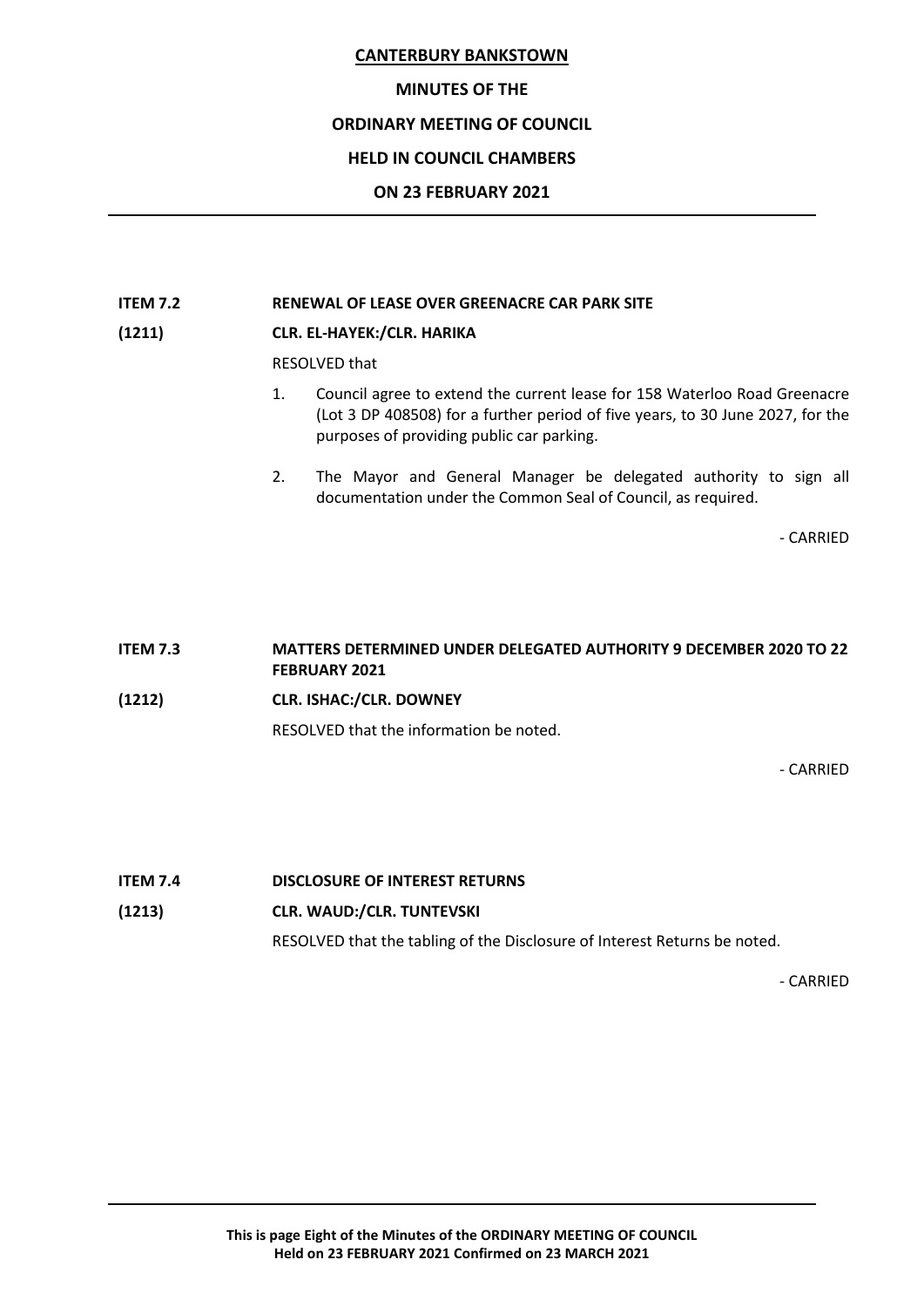**ITEM 7.2 RENEWAL OF LEASE OVER GREENACRE CAR PARK SITE**

**(1211) CLR. EL-HAYEK:/CLR. HARIKA**

RESOLVED that

1. Council agree to extend the current lease for 158 Waterloo Road Greenacre (Lot 3 DP 408508) for a further period of five years, to 30 June 2027, for the purposes of providing public car parking.
2. The Mayor and General Manager be delegated authority to sign all documentation under the Common Seal of Council, as required.

- CARRIED

**ITEM 7.3 MATTERS DETERMINED UNDER DELEGATED AUTHORITY 9 DECEMBER 2020 TO 22 FEBRUARY 2021**

**(1212) CLR. ISHAC:/CLR. DOWNEY**

RESOLVED that the information be noted.

- CARRIED

**ITEM 7.4 DISCLOSURE OF INTEREST RETURNS**

**(1213) CLR. WAUD:/CLR. TUNTEVSKI**

RESOLVED that the tabling of the Disclosure of Interest Returns be noted.

- CARRIED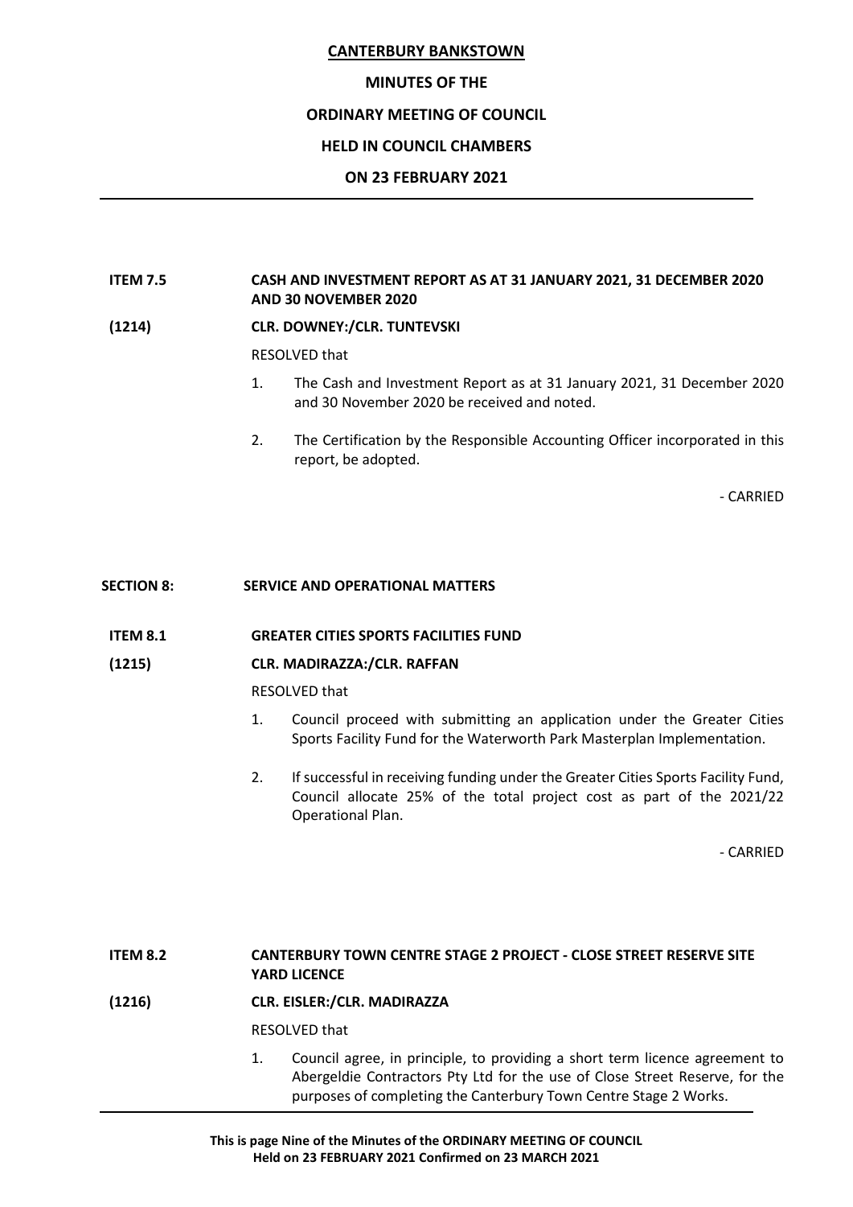**ITEM 7.5 CASH AND INVESTMENT REPORT AS AT 31 JANUARY 2021, 31 DECEMBER 2020 AND 30 NOVEMBER 2020**

**(1214) CLR. DOWNEY:/CLR. TUNTEVSKI**

RESOLVED that

1. The Cash and Investment Report as at 31 January 2021, 31 December 2020 and 30 November 2020 be received and noted.

2. The Certification by the Responsible Accounting Officer incorporated in this report, be adopted.

\- CARRIED

## SECTION 8: SERVICE AND OPERATIONAL MATTERS

**ITEM 8.1 GREATER CITIES SPORTS FACILITIES FUND**

**(1215) CLR. MADIRAZZA:/CLR. RAFFAN**

RESOLVED that

1. Council proceed with submitting an application under the Greater Cities Sports Facility Fund for the Waterworth Park Masterplan Implementation.

2. If successful in receiving funding under the Greater Cities Sports Facility Fund, Council allocate 25% of the total project cost as part of the 2021/22 Operational Plan.

\- CARRIED

**ITEM 8.2 CANTERBURY TOWN CENTRE STAGE 2 PROJECT - CLOSE STREET RESERVE SITE YARD LICENCE**

**(1216) CLR. EISLER:/CLR. MADIRAZZA**

RESOLVED that

1. Council agree, in principle, to providing a short term licence agreement to Abergeldie Contractors Pty Ltd for the use of Close Street Reserve, for the purposes of completing the Canterbury Town Centre Stage 2 Works.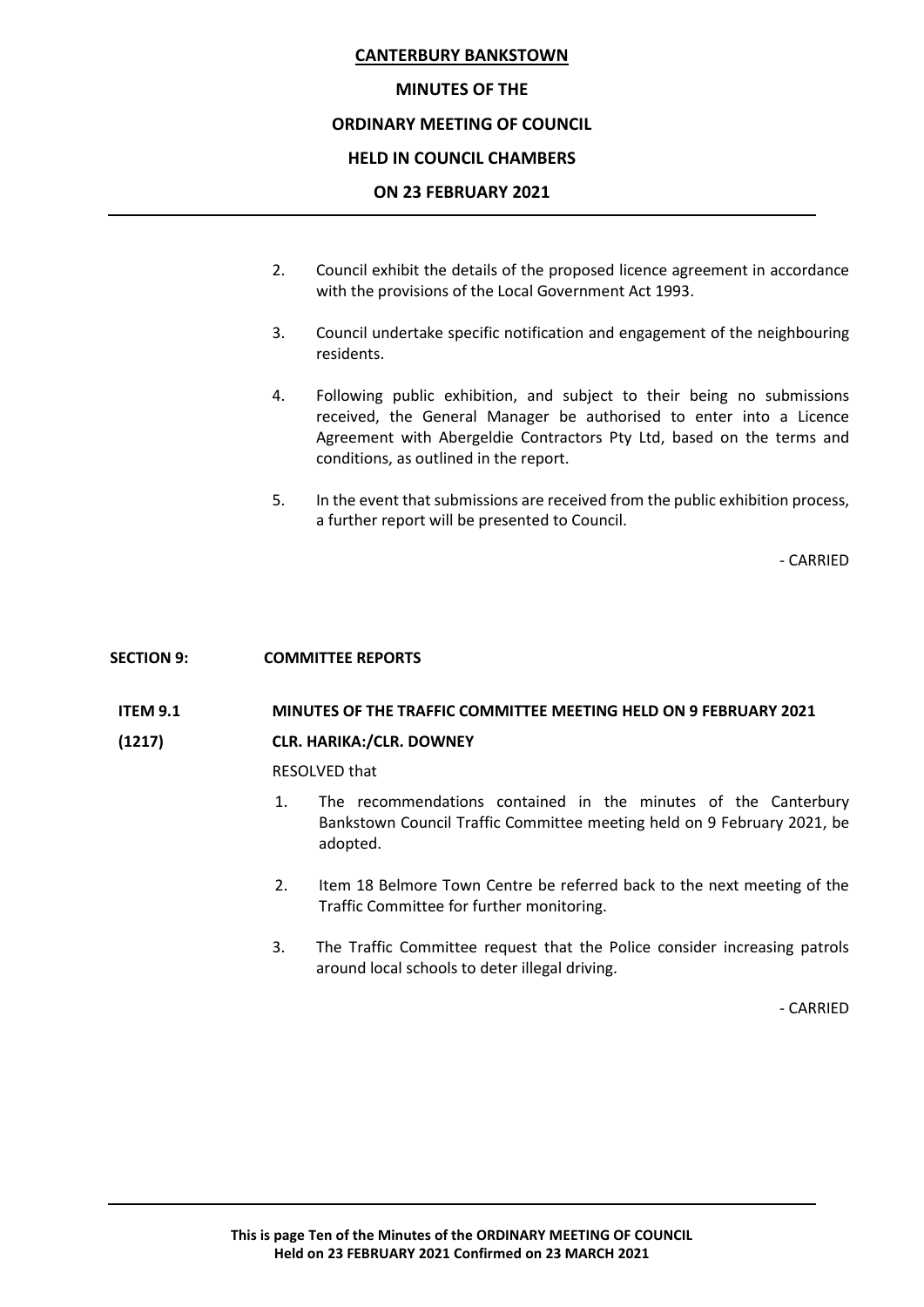2. Council exhibit the details of the proposed licence agreement in accordance with the provisions of the Local Government Act 1993.

3. Council undertake specific notification and engagement of the neighbouring residents.

4. Following public exhibition, and subject to their being no submissions received, the General Manager be authorised to enter into a Licence Agreement with Abergeldie Contractors Pty Ltd, based on the terms and conditions, as outlined in the report.

5. In the event that submissions are received from the public exhibition process, a further report will be presented to Council.

- CARRIED

## SECTION 9: COMMITTEE REPORTS

**ITEM 9.1 MINUTES OF THE TRAFFIC COMMITTEE MEETING HELD ON 9 FEBRUARY 2021**

**(1217) CLR. HARIKA:/CLR. DOWNEY**

RESOLVED that

1. The recommendations contained in the minutes of the Canterbury Bankstown Council Traffic Committee meeting held on 9 February 2021, be adopted.

2. Item 18 Belmore Town Centre be referred back to the next meeting of the Traffic Committee for further monitoring.

3. The Traffic Committee request that the Police consider increasing patrols around local schools to deter illegal driving.

- CARRIED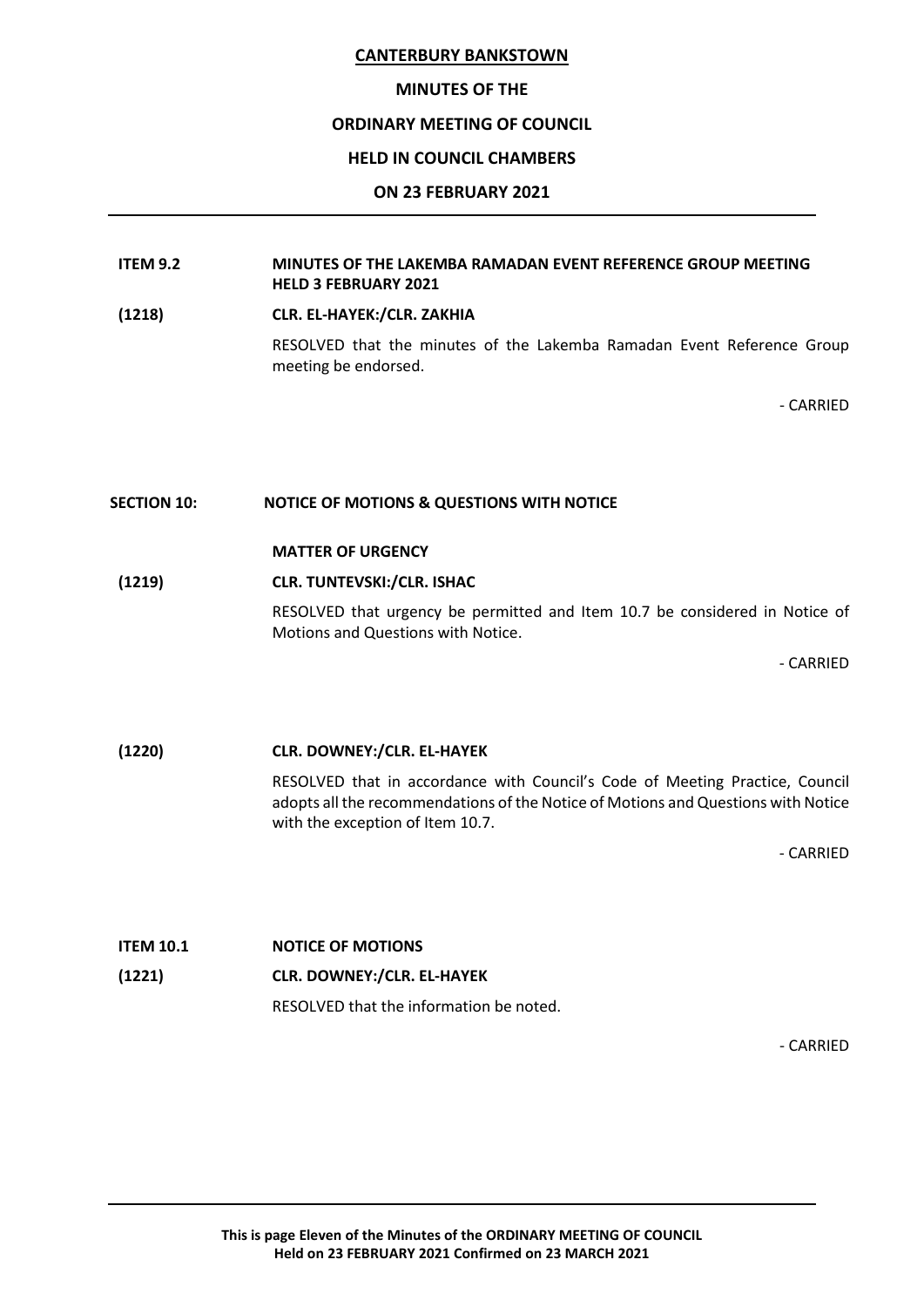**CANTERBURY BANKSTOWN**

**MINUTES OF THE**

**ORDINARY MEETING OF COUNCIL**

**HELD IN COUNCIL CHAMBERS**

**ON 23 FEBRUARY 2021**

---

**ITEM 9.2** **MINUTES OF THE LAKEMBA RAMADAN EVENT REFERENCE GROUP MEETING HELD 3 FEBRUARY 2021**

**(1218)** **CLR. EL-HAYEK:/CLR. ZAKHIA**

RESOLVED that the minutes of the Lakemba Ramadan Event Reference Group meeting be endorsed.

- CARRIED

**SECTION 10:** **NOTICE OF MOTIONS & QUESTIONS WITH NOTICE**

**MATTER OF URGENCY**

**(1219)** **CLR. TUNTEVSKI:/CLR. ISHAC**

RESOLVED that urgency be permitted and Item 10.7 be considered in Notice of Motions and Questions with Notice.

- CARRIED

**(1220)** **CLR. DOWNEY:/CLR. EL-HAYEK**

RESOLVED that in accordance with Council's Code of Meeting Practice, Council adopts all the recommendations of the Notice of Motions and Questions with Notice with the exception of Item 10.7.

- CARRIED

**ITEM 10.1** **NOTICE OF MOTIONS**

**(1221)** **CLR. DOWNEY:/CLR. EL-HAYEK**

RESOLVED that the information be noted.

- CARRIED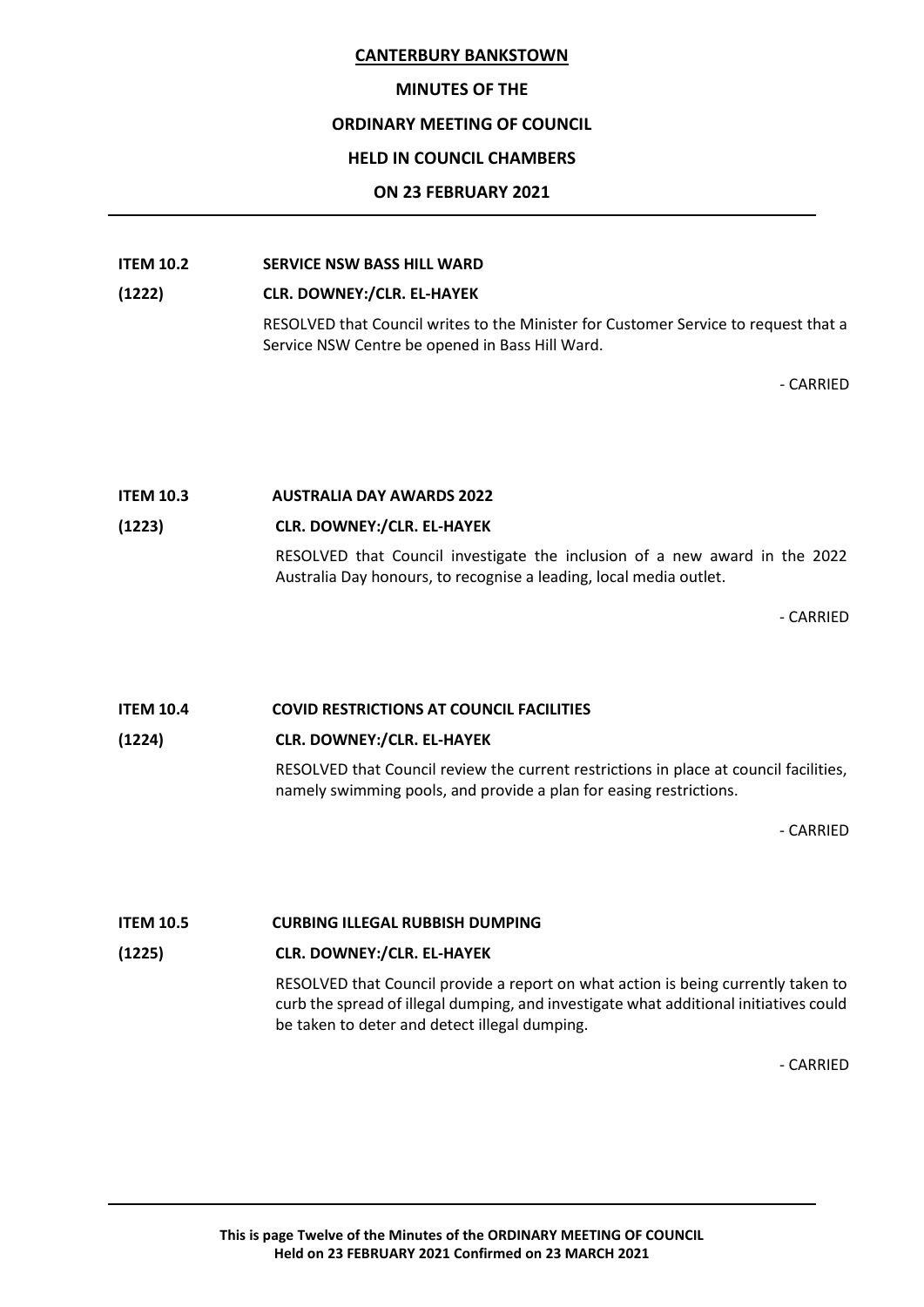**ITEM 10.2 SERVICE NSW BASS HILL WARD**

**(1222) CLR. DOWNEY:/CLR. EL-HAYEK**

RESOLVED that Council writes to the Minister for Customer Service to request that a Service NSW Centre be opened in Bass Hill Ward.

- CARRIED

**ITEM 10.3 AUSTRALIA DAY AWARDS 2022**

**(1223) CLR. DOWNEY:/CLR. EL-HAYEK**

RESOLVED that Council investigate the inclusion of a new award in the 2022 Australia Day honours, to recognise a leading, local media outlet.

- CARRIED

**ITEM 10.4 COVID RESTRICTIONS AT COUNCIL FACILITIES**

**(1224) CLR. DOWNEY:/CLR. EL-HAYEK**

RESOLVED that Council review the current restrictions in place at council facilities, namely swimming pools, and provide a plan for easing restrictions.

- CARRIED

**ITEM 10.5 CURBING ILLEGAL RUBBISH DUMPING**

**(1225) CLR. DOWNEY:/CLR. EL-HAYEK**

RESOLVED that Council provide a report on what action is being currently taken to curb the spread of illegal dumping, and investigate what additional initiatives could be taken to deter and detect illegal dumping.

- CARRIED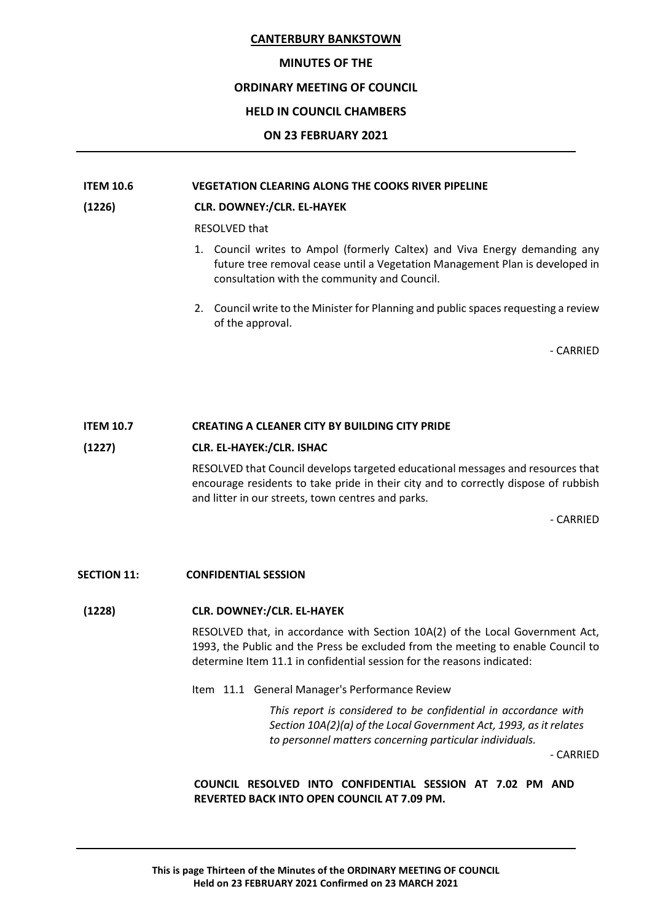**ITEM 10.6 VEGETATION CLEARING ALONG THE COOKS RIVER PIPELINE**

**(1226) CLR. DOWNEY:/CLR. EL-HAYEK**

RESOLVED that

1. Council writes to Ampol (formerly Caltex) and Viva Energy demanding any future tree removal cease until a Vegetation Management Plan is developed in consultation with the community and Council.
2. Council write to the Minister for Planning and public spaces requesting a review of the approval.

\- CARRIED

**ITEM 10.7 CREATING A CLEANER CITY BY BUILDING CITY PRIDE**

**(1227) CLR. EL-HAYEK:/CLR. ISHAC**

RESOLVED that Council develops targeted educational messages and resources that encourage residents to take pride in their city and to correctly dispose of rubbish and litter in our streets, town centres and parks.

\- CARRIED

**SECTION 11: CONFIDENTIAL SESSION**

**(1228) CLR. DOWNEY:/CLR. EL-HAYEK**

RESOLVED that, in accordance with Section 10A(2) of the Local Government Act, 1993, the Public and the Press be excluded from the meeting to enable Council to determine Item 11.1 in confidential session for the reasons indicated:

Item 11.1 General Manager's Performance Review

*This report is considered to be confidential in accordance with Section 10A(2)(a) of the Local Government Act, 1993, as it relates to personnel matters concerning particular individuals.*

\- CARRIED

**COUNCIL RESOLVED INTO CONFIDENTIAL SESSION AT 7.02 PM AND REVERTED BACK INTO OPEN COUNCIL AT 7.09 PM.**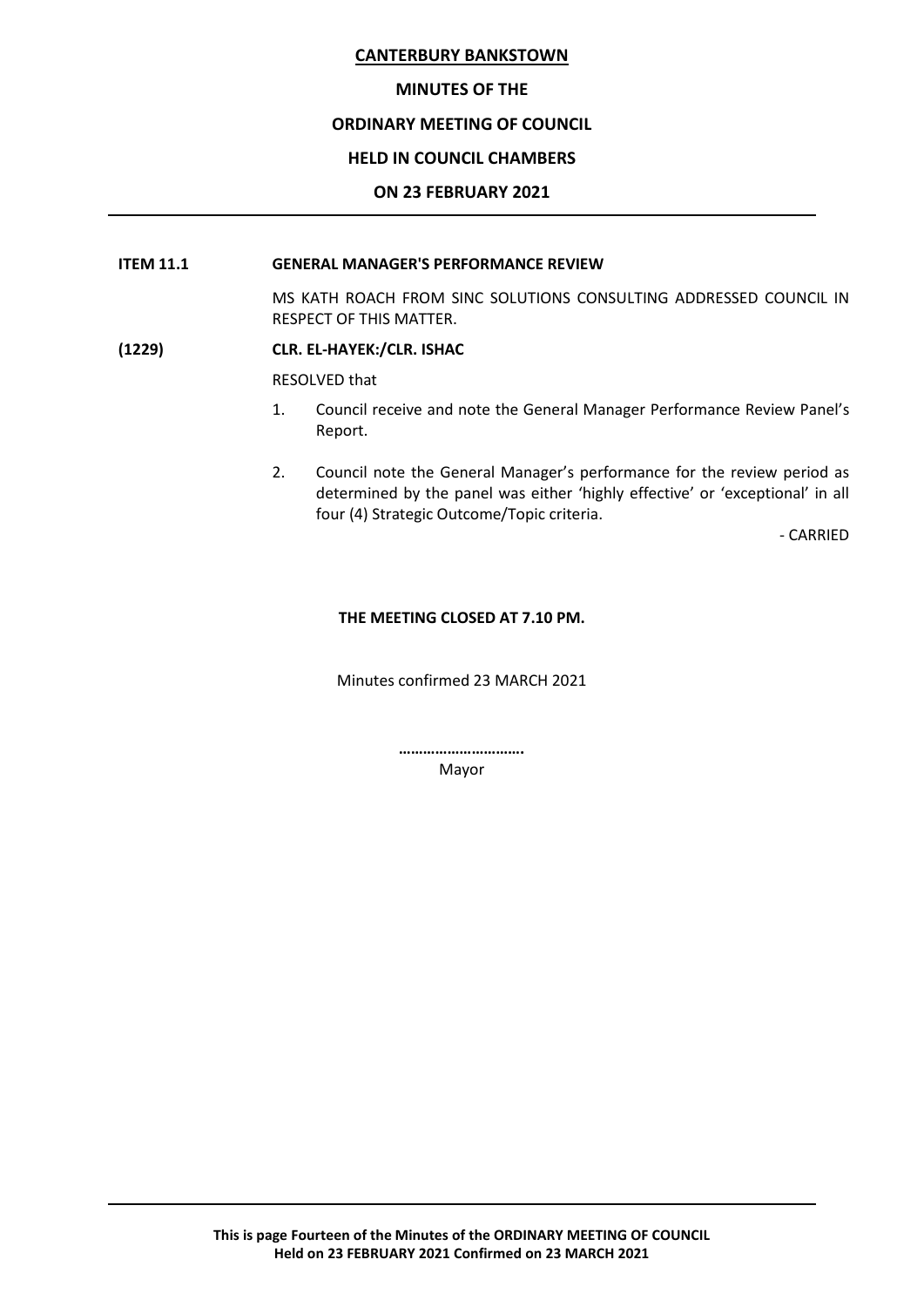**CANTERBURY BANKSTOWN**

**MINUTES OF THE**

**ORDINARY MEETING OF COUNCIL**

**HELD IN COUNCIL CHAMBERS**

**ON 23 FEBRUARY 2021**

---

**ITEM 11.1 GENERAL MANAGER'S PERFORMANCE REVIEW**

MS KATH ROACH FROM SINC SOLUTIONS CONSULTING ADDRESSED COUNCIL IN RESPECT OF THIS MATTER.

**(1229) CLR. EL-HAYEK:/CLR. ISHAC**

RESOLVED that

1. Council receive and note the General Manager Performance Review Panel's Report.

2. Council note the General Manager's performance for the review period as determined by the panel was either 'highly effective' or 'exceptional' in all four (4) Strategic Outcome/Topic criteria.

- CARRIED

**THE MEETING CLOSED AT 7.10 PM.**

Minutes confirmed 23 MARCH 2021

**………………………..**

Mayor